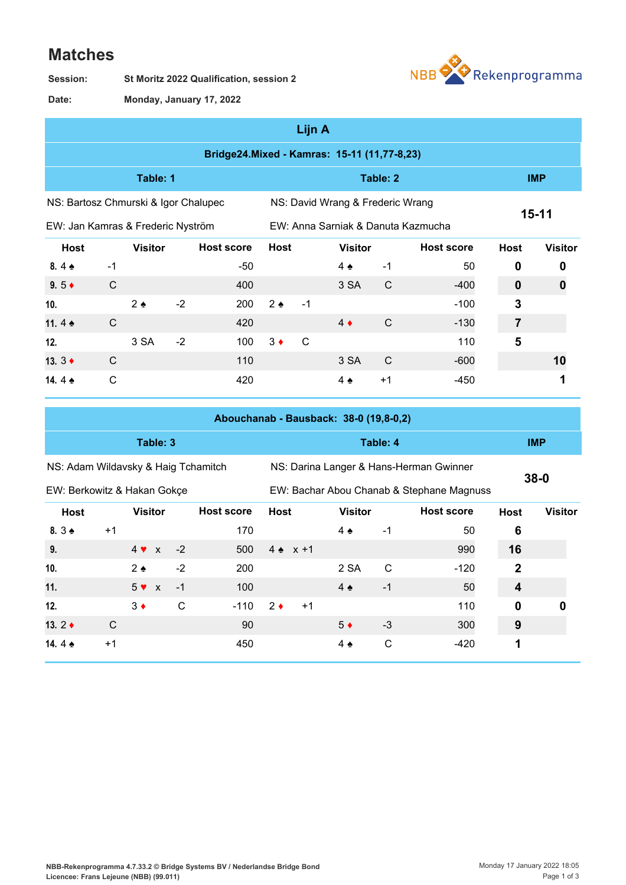# Matches

**Session:** St Moritz 2022 Qualification, session 2

**Date:** Monday, January 17, 2022

NBB Rekenprogramma

## Lijn A

### Bridge24.Mixed - Kamras: 15-11 (11,77-8,23)

| Table: 1 | | | | Table: 2 | | | | IMP | |
|---|---|---|---|---|---|---|---|---|---|
| NS: Bartosz Chmurski & Igor Chalupec | | | | NS: David Wrang & Frederic Wrang | | | | 15-11 | |
| EW: Jan Kamras & Frederic Nyström | | | | EW: Anna Sarniak & Danuta Kazmucha | | | | | |
| **Host** | | **Visitor** | **Host score** | **Host** | | **Visitor** | **Host score** | **Host** | **Visitor** |
| 8. 4 ♠ | -1 | | -50 | | | 4 ♠ -1 | 50 | 0 | 0 |
| 9. 5 ♦ | C | | 400 | | | 3 SA C | -400 | 0 | 0 |
| 10. | | 2 ♠ -2 | 200 | 2 ♠ | -1 | | -100 | 3 | |
| 11. 4 ♠ | C | | 420 | | | 4 ♦ C | -130 | 7 | |
| 12. | | 3 SA -2 | 100 | 3 ♦ | C | | 110 | 5 | |
| 13. 3 ♦ | C | | 110 | | | 3 SA C | -600 | | 10 |
| 14. 4 ♠ | C | | 420 | | | 4 ♠ +1 | -450 | | 1 |

### Abouchanab - Bausback: 38-0 (19,8-0,2)

| Table: 3 | | | | Table: 4 | | | | IMP | |
|---|---|---|---|---|---|---|---|---|---|
| NS: Adam Wildavsky & Haig Tchamitch | | | | NS: Darina Langer & Hans-Herman Gwinner | | | | 38-0 | |
| EW: Berkowitz & Hakan Gokçe | | | | EW: Bachar Abou Chanab & Stephane Magnuss | | | | | |
| **Host** | | **Visitor** | **Host score** | **Host** | | **Visitor** | **Host score** | **Host** | **Visitor** |
| 8. 3 ♠ | +1 | | 170 | | | 4 ♠ -1 | 50 | 6 | |
| 9. | | 4 ♥ x -2 | 500 | 4 ♠ | x +1 | | 990 | 16 | |
| 10. | | 2 ♠ -2 | 200 | | | 2 SA C | -120 | 2 | |
| 11. | | 5 ♥ x -1 | 100 | | | 4 ♠ -1 | 50 | 4 | |
| 12. | | 3 ♦ C | -110 | 2 ♦ | +1 | | 110 | 0 | 0 |
| 13. 2 ♦ | C | | 90 | | | 5 ♦ -3 | 300 | 9 | |
| 14. 4 ♠ | +1 | | 450 | | | 4 ♠ C | -420 | 1 | |

NBB-Rekenprogramma 4.7.33.2 © Bridge Systems BV / Nederlandse Bridge Bond
Licencee: Frans Lejeune (NBB) (99.011)

Monday 17 January 2022 18:05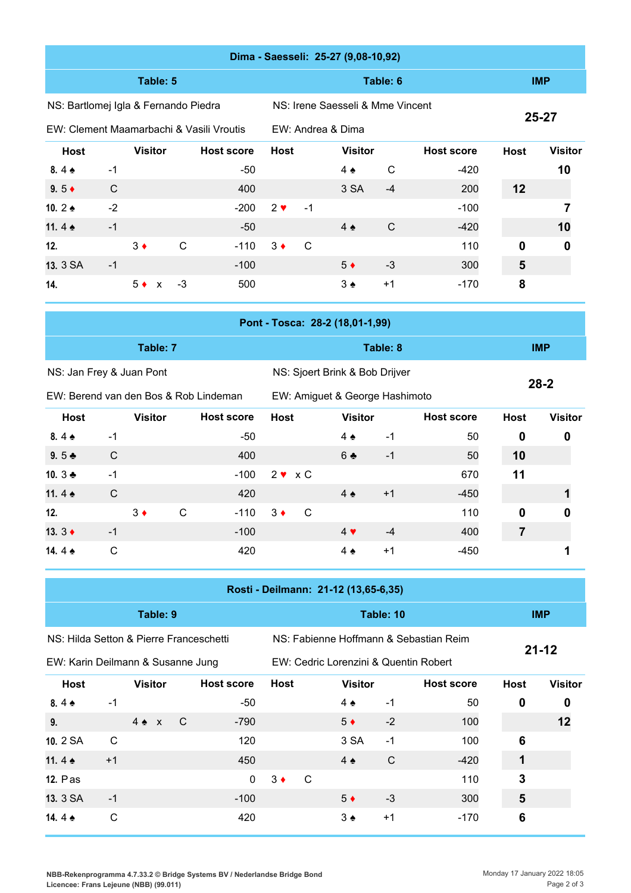| Dima - Saesseli: 25-27 (9,08-10,92) | | | | | | | | | | |
|---|---|---|---|---|---|---|---|---|---|---|
| **Table: 5** | | | | **Table: 6** | | | | | **IMP** | |
| NS: Bartlomej Igla & Fernando Piedra | | | | NS: Irene Saesseli & Mme Vincent | | | | | **25-27** | |
| EW: Clement Maamarbachi & Vasili Vroutis | | | | EW: Andrea & Dima | | | | | | |
| **Host** | | **Visitor** | | **Host score** | **Host** | | **Visitor** | | **Host score** | **Host** | **Visitor** |
| 8. 4 ♠ | -1 | | | -50 | | | 4 ♠ | C | -420 | | 10 |
| 9. 5 ♦ | C | | | 400 | | | 3 SA | -4 | 200 | 12 | |
| 10. 2 ♠ | -2 | | | -200 | 2 ♥ | -1 | | | -100 | | 7 |
| 11. 4 ♠ | -1 | | | -50 | | | 4 ♠ | C | -420 | | 10 |
| 12. | | 3 ♦ | C | -110 | 3 ♦ | C | | | 110 | 0 | 0 |
| 13. 3 SA | -1 | | | -100 | | | 5 ♦ | -3 | 300 | 5 | |
| 14. | | 5 ♦ x | -3 | 500 | | | 3 ♠ | +1 | -170 | 8 | |

| Pont - Tosca: 28-2 (18,01-1,99) | | | | | | | | | | |
|---|---|---|---|---|---|---|---|---|---|---|
| **Table: 7** | | | | **Table: 8** | | | | | **IMP** | |
| NS: Jan Frey & Juan Pont | | | | NS: Sjoert Brink & Bob Drijver | | | | | **28-2** | |
| EW: Berend van den Bos & Rob Lindeman | | | | EW: Amiguet & George Hashimoto | | | | | | |
| **Host** | | **Visitor** | | **Host score** | **Host** | | **Visitor** | | **Host score** | **Host** | **Visitor** |
| 8. 4 ♠ | -1 | | | -50 | | | 4 ♠ | -1 | 50 | 0 | 0 |
| 9. 5 ♣ | C | | | 400 | | | 6 ♣ | -1 | 50 | 10 | |
| 10. 3 ♣ | -1 | | | -100 | 2 ♥ | x C | | | 670 | 11 | |
| 11. 4 ♠ | C | | | 420 | | | 4 ♠ | +1 | -450 | | 1 |
| 12. | | 3 ♦ | C | -110 | 3 ♦ | C | | | 110 | 0 | 0 |
| 13. 3 ♦ | -1 | | | -100 | | | 4 ♥ | -4 | 400 | 7 | |
| 14. 4 ♠ | C | | | 420 | | | 4 ♠ | +1 | -450 | | 1 |

| Rosti - Deilmann: 21-12 (13,65-6,35) | | | | | | | | | | |
|---|---|---|---|---|---|---|---|---|---|---|
| **Table: 9** | | | | **Table: 10** | | | | | **IMP** | |
| NS: Hilda Setton & Pierre Franceschetti | | | | NS: Fabienne Hoffmann & Sebastian Reim | | | | | **21-12** | |
| EW: Karin Deilmann & Susanne Jung | | | | EW: Cedric Lorenzini & Quentin Robert | | | | | | |
| **Host** | | **Visitor** | | **Host score** | **Host** | | **Visitor** | | **Host score** | **Host** | **Visitor** |
| 8. 4 ♠ | -1 | | | -50 | | | 4 ♠ | -1 | 50 | 0 | 0 |
| 9. | | 4 ♠ x | C | -790 | | | 5 ♦ | -2 | 100 | | 12 |
| 10. 2 SA | C | | | 120 | | | 3 SA | -1 | 100 | 6 | |
| 11. 4 ♠ | +1 | | | 450 | | | 4 ♠ | C | -420 | 1 | |
| 12. Pas | | | | 0 | 3 ♦ | C | | | 110 | 3 | |
| 13. 3 SA | -1 | | | -100 | | | 5 ♦ | -3 | 300 | 5 | |
| 14. 4 ♠ | C | | | 420 | | | 3 ♠ | +1 | -170 | 6 | |

NBB-Rekenprogramma 4.7.33.2 © Bridge Systems BV / Nederlandse Bridge Bond
Licencee: Frans Lejeune (NBB) (99.011)

Monday 17 January 2022 18:05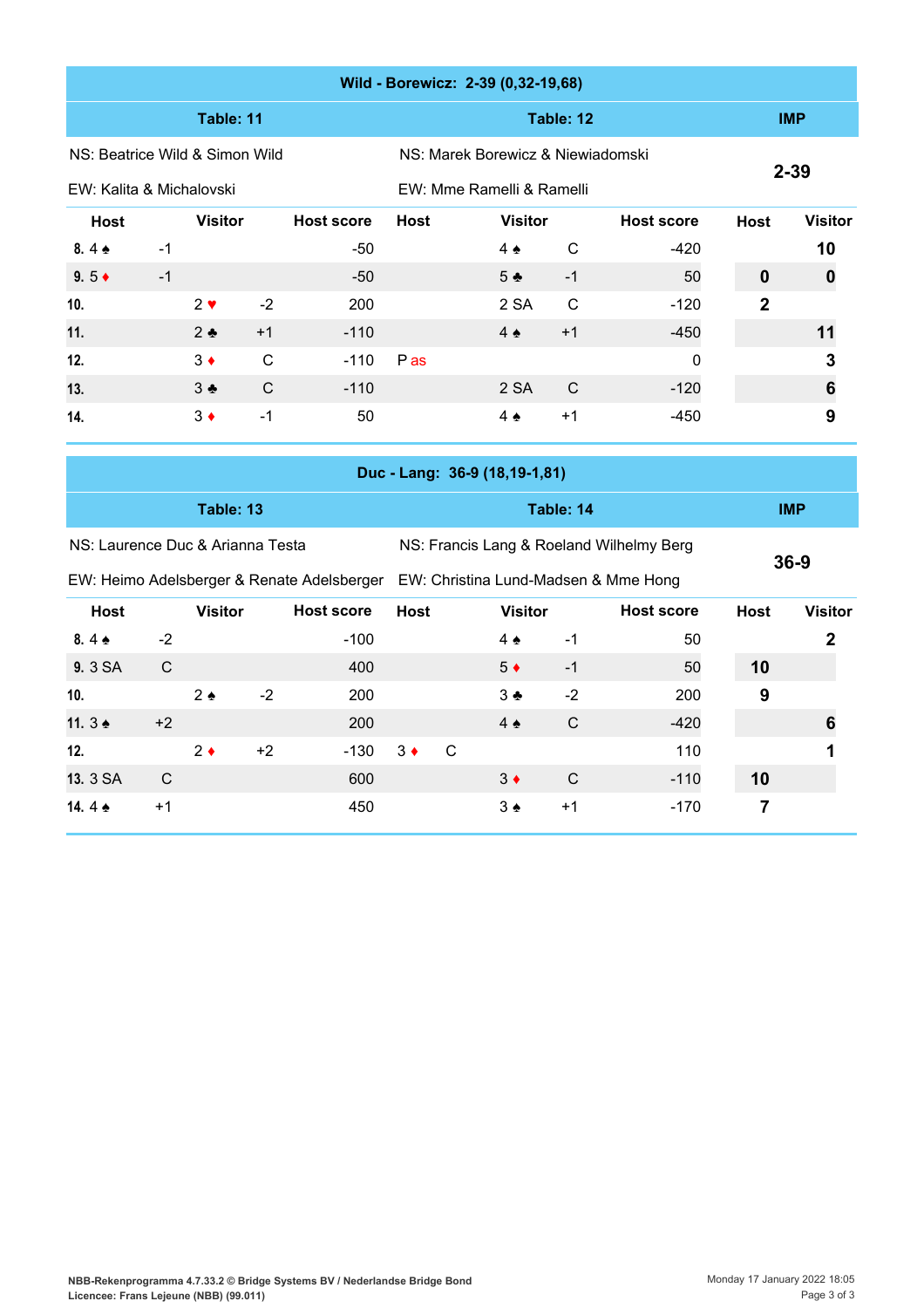| Wild - Borewicz: 2-39 (0,32-19,68) | | | | | | | | | |
|---|---|---|---|---|---|---|---|---|---|
| Table: 11 | | | Table: 12 | | | | | IMP | |
| NS: Beatrice Wild & Simon Wild | | | NS: Marek Borewicz & Niewiadomski | | | | | 2-39 | |
| EW: Kalita & Michalovski | | | EW: Mme Ramelli & Ramelli | | | | | | |
| Host | Visitor | Host score | Host | | Visitor | | Host score | Host | Visitor |
| 8. 4 ♠ -1 | | -50 | | | 4 ♠ | C | -420 | | 10 |
| 9. 5 ♦ -1 | | -50 | | | 5 ♣ | -1 | 50 | 0 | 0 |
| 10. | 2 ♥ -2 | 200 | | | 2 SA | C | -120 | 2 | |
| 11. | 2 ♣ +1 | -110 | | | 4 ♠ | +1 | -450 | | 11 |
| 12. | 3 ♦ C | -110 | P as | | | | 0 | | 3 |
| 13. | 3 ♣ C | -110 | | | 2 SA | C | -120 | | 6 |
| 14. | 3 ♦ -1 | 50 | | | 4 ♠ | +1 | -450 | | 9 |

| Duc - Lang: 36-9 (18,19-1,81) | | | | | | | | | |
|---|---|---|---|---|---|---|---|---|---|
| Table: 13 | | | Table: 14 | | | | | IMP | |
| NS: Laurence Duc & Arianna Testa | | | NS: Francis Lang & Roeland Wilhelmy Berg | | | | | 36-9 | |
| EW: Heimo Adelsberger & Renate Adelsberger | | | EW: Christina Lund-Madsen & Mme Hong | | | | | | |
| Host | Visitor | Host score | Host | | Visitor | | Host score | Host | Visitor |
| 8. 4 ♠ -2 | | -100 | | | 4 ♠ | -1 | 50 | | 2 |
| 9. 3 SA C | | 400 | | | 5 ♦ | -1 | 50 | 10 | |
| 10. | 2 ♠ -2 | 200 | | | 3 ♣ | -2 | 200 | 9 | |
| 11. 3 ♠ +2 | | 200 | | | 4 ♠ | C | -420 | | 6 |
| 12. | 2 ♦ +2 | -130 | 3 ♦ | C | | | 110 | | 1 |
| 13. 3 SA C | | 600 | | | 3 ♦ | C | -110 | 10 | |
| 14. 4 ♠ +1 | | 450 | | | 3 ♠ | +1 | -170 | 7 | |

NBB-Rekenprogramma 4.7.33.2 © Bridge Systems BV / Nederlandse Bridge Bond
Licencee: Frans Lejeune (NBB) (99.011)

Monday 17 January 2022 18:05